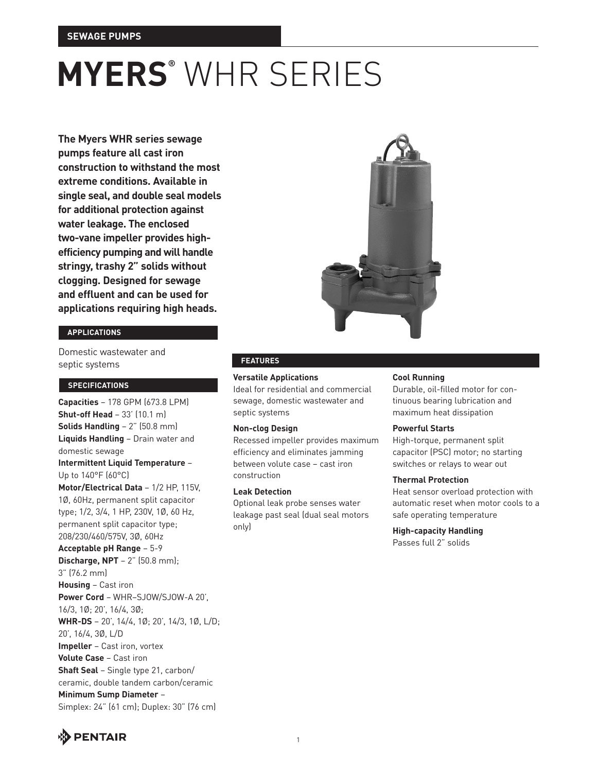SEWAGE PUMPS

# MYERS® WHR SERIES

**The Myers WHR series sewage pumps feature all cast iron construction to withstand the most extreme conditions. Available in single seal, and double seal models for additional protection against water leakage. The enclosed two-vane impeller provides high-efficiency pumping and will handle stringy, trashy 2" solids without clogging. Designed for sewage and effluent and can be used for applications requiring high heads.**

## APPLICATIONS

Domestic wastewater and septic systems

## SPECIFICATIONS

**Capacities** – 178 GPM (673.8 LPM)
**Shut-off Head** – 33' (10.1 m)
**Solids Handling** – 2" (50.8 mm)
**Liquids Handling** – Drain water and domestic sewage
**Intermittent Liquid Temperature** – Up to 140°F (60°C)
**Motor/Electrical Data** – 1/2 HP, 115V, 1Ø, 60Hz, permanent split capacitor type; 1/2, 3/4, 1 HP, 230V, 1Ø, 60 Hz, permanent split capacitor type; 208/230/460/575V, 3Ø, 60Hz
**Acceptable pH Range** – 5-9
**Discharge, NPT** – 2" (50.8 mm); 3" (76.2 mm)
**Housing** – Cast iron
**Power Cord** – WHR–SJOW/SJOW-A 20', 16/3, 1Ø; 20', 16/4, 3Ø;
**WHR-DS** – 20', 14/4, 1Ø; 20', 14/3, 1Ø, L/D; 20', 16/4, 3Ø, L/D
**Impeller** – Cast iron, vortex
**Volute Case** – Cast iron
**Shaft Seal** – Single type 21, carbon/ceramic, double tandem carbon/ceramic
**Minimum Sump Diameter** – Simplex: 24" (61 cm); Duplex: 30" (76 cm)

## FEATURES

**Versatile Applications**
Ideal for residential and commercial sewage, domestic wastewater and septic systems

**Non-clog Design**
Recessed impeller provides maximum efficiency and eliminates jamming between volute case – cast iron construction

**Leak Detection**
Optional leak probe senses water leakage past seal (dual seal motors only)

**Cool Running**
Durable, oil-filled motor for continuous bearing lubrication and maximum heat dissipation

**Powerful Starts**
High-torque, permanent split capacitor (PSC) motor; no starting switches or relays to wear out

**Thermal Protection**
Heat sensor overload protection with automatic reset when motor cools to a safe operating temperature

**High-capacity Handling**
Passes full 2" solids

PENTAIR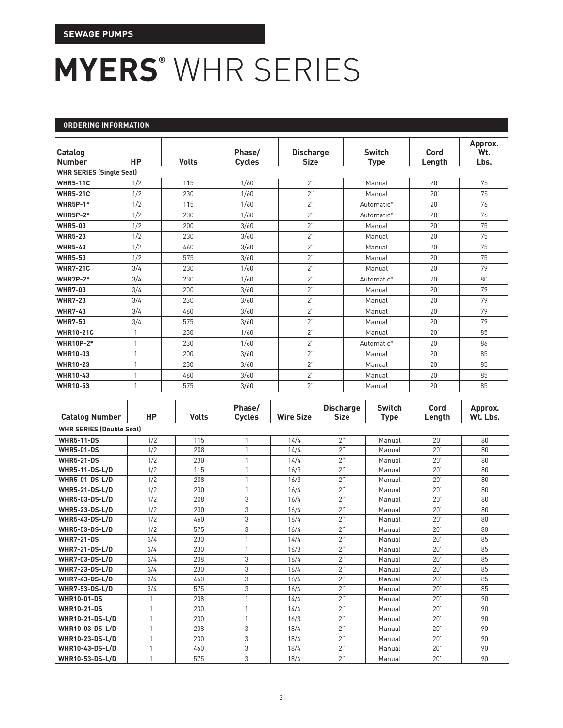SEWAGE PUMPS

# MYERS® WHR SERIES

## ORDERING INFORMATION

| Catalog Number | HP | Volts | Phase/ Cycles | Discharge Size | Switch Type | Cord Length | Approx. Wt. Lbs. |
|---|---|---|---|---|---|---|---|
| **WHR SERIES (Single Seal)** | | | | | | | |
| **WHR5-11C** | 1/2 | 115 | 1/60 | 2" | Manual | 20' | 75 |
| **WHR5-21C** | 1/2 | 230 | 1/60 | 2" | Manual | 20' | 75 |
| **WHR5P-1*** | 1/2 | 115 | 1/60 | 2" | Automatic* | 20' | 76 |
| **WHR5P-2*** | 1/2 | 230 | 1/60 | 2" | Automatic* | 20' | 76 |
| **WHR5-03** | 1/2 | 200 | 3/60 | 2" | Manual | 20' | 75 |
| **WHR5-23** | 1/2 | 230 | 3/60 | 2" | Manual | 20' | 75 |
| **WHR5-43** | 1/2 | 460 | 3/60 | 2" | Manual | 20' | 75 |
| **WHR5-53** | 1/2 | 575 | 3/60 | 2" | Manual | 20' | 75 |
| **WHR7-21C** | 3/4 | 230 | 1/60 | 2" | Manual | 20' | 79 |
| **WHR7P-2*** | 3/4 | 230 | 1/60 | 2" | Automatic* | 20' | 80 |
| **WHR7-03** | 3/4 | 200 | 3/60 | 2" | Manual | 20' | 79 |
| **WHR7-23** | 3/4 | 230 | 3/60 | 2" | Manual | 20' | 79 |
| **WHR7-43** | 3/4 | 460 | 3/60 | 2" | Manual | 20' | 79 |
| **WHR7-53** | 3/4 | 575 | 3/60 | 2" | Manual | 20' | 79 |
| **WHR10-21C** | 1 | 230 | 1/60 | 2" | Manual | 20' | 85 |
| **WHR10P-2*** | 1 | 230 | 1/60 | 2" | Automatic* | 20' | 86 |
| **WHR10-03** | 1 | 200 | 3/60 | 2" | Manual | 20' | 85 |
| **WHR10-23** | 1 | 230 | 3/60 | 2" | Manual | 20' | 85 |
| **WHR10-43** | 1 | 460 | 3/60 | 2" | Manual | 20' | 85 |
| **WHR10-53** | 1 | 575 | 3/60 | 2" | Manual | 20' | 85 |

| Catalog Number | HP | Volts | Phase/ Cycles | Wire Size | Discharge Size | Switch Type | Cord Length | Approx. Wt. Lbs. |
|---|---|---|---|---|---|---|---|---|
| **WHR SERIES (Double Seal)** | | | | | | | | |
| **WHR5-11-DS** | 1/2 | 115 | 1 | 14/4 | 2" | Manual | 20' | 80 |
| **WHR5-01-DS** | 1/2 | 208 | 1 | 14/4 | 2" | Manual | 20' | 80 |
| **WHR5-21-DS** | 1/2 | 230 | 1 | 14/4 | 2" | Manual | 20' | 80 |
| **WHR5-11-DS-L/D** | 1/2 | 115 | 1 | 16/3 | 2" | Manual | 20' | 80 |
| **WHR5-01-DS-L/D** | 1/2 | 208 | 1 | 16/3 | 2" | Manual | 20' | 80 |
| **WHR5-21-DS-L/D** | 1/2 | 230 | 1 | 16/4 | 2" | Manual | 20' | 80 |
| **WHR5-03-DS-L/D** | 1/2 | 208 | 3 | 16/4 | 2" | Manual | 20' | 80 |
| **WHR5-23-DS-L/D** | 1/2 | 230 | 3 | 16/4 | 2" | Manual | 20' | 80 |
| **WHR5-43-DS-L/D** | 1/2 | 460 | 3 | 16/4 | 2" | Manual | 20' | 80 |
| **WHR5-53-DS-L/D** | 1/2 | 575 | 3 | 16/4 | 2" | Manual | 20' | 80 |
| **WHR7-21-DS** | 3/4 | 230 | 1 | 14/4 | 2" | Manual | 20' | 85 |
| **WHR7-21-DS-L/D** | 3/4 | 230 | 1 | 16/3 | 2" | Manual | 20' | 85 |
| **WHR7-03-DS-L/D** | 3/4 | 208 | 3 | 16/4 | 2" | Manual | 20' | 85 |
| **WHR7-23-DS-L/D** | 3/4 | 230 | 3 | 16/4 | 2" | Manual | 20' | 85 |
| **WHR7-43-DS-L/D** | 3/4 | 460 | 3 | 16/4 | 2" | Manual | 20' | 85 |
| **WHR7-53-DS-L/D** | 3/4 | 575 | 3 | 16/4 | 2" | Manual | 20' | 85 |
| **WHR10-01-DS** | 1 | 208 | 1 | 14/4 | 2" | Manual | 20' | 90 |
| **WHR10-21-DS** | 1 | 230 | 1 | 14/4 | 2" | Manual | 20' | 90 |
| **WHR10-21-DS-L/D** | 1 | 230 | 1 | 16/3 | 2" | Manual | 20' | 90 |
| **WHR10-03-DS-L/D** | 1 | 208 | 3 | 18/4 | 2" | Manual | 20' | 90 |
| **WHR10-23-DS-L/D** | 1 | 230 | 3 | 18/4 | 2" | Manual | 20' | 90 |
| **WHR10-43-DS-L/D** | 1 | 460 | 3 | 18/4 | 2" | Manual | 20' | 90 |
| **WHR10-53-DS-L/D** | 1 | 575 | 3 | 18/4 | 2" | Manual | 20' | 90 |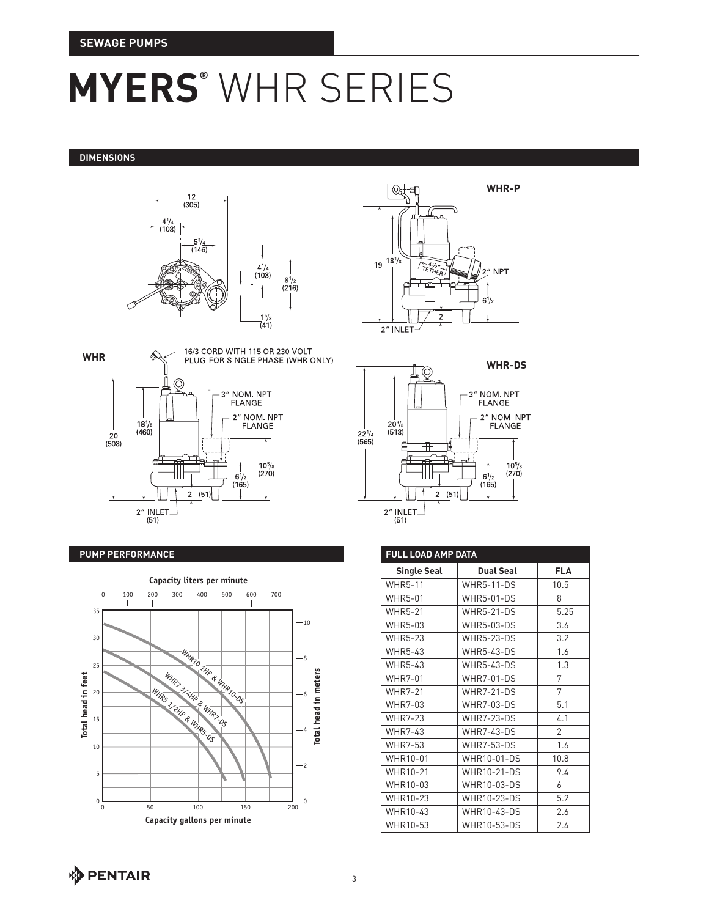SEWAGE PUMPS

# MYERS® WHR SERIES

## DIMENSIONS

WHR-P

WHR

16/3 CORD WITH 115 OR 230 VOLT PLUG FOR SINGLE PHASE (WHR ONLY)

WHR-DS

## PUMP PERFORMANCE

## FULL LOAD AMP DATA

| Single Seal | Dual Seal | FLA |
|---|---|---|
| WHR5-11 | WHR5-11-DS | 10.5 |
| WHR5-01 | WHR5-01-DS | 8 |
| WHR5-21 | WHR5-21-DS | 5.25 |
| WHR5-03 | WHR5-03-DS | 3.6 |
| WHR5-23 | WHR5-23-DS | 3.2 |
| WHR5-43 | WHR5-43-DS | 1.6 |
| WHR5-43 | WHR5-43-DS | 1.3 |
| WHR7-01 | WHR7-01-DS | 7 |
| WHR7-21 | WHR7-21-DS | 7 |
| WHR7-03 | WHR7-03-DS | 5.1 |
| WHR7-23 | WHR7-23-DS | 4.1 |
| WHR7-43 | WHR7-43-DS | 2 |
| WHR7-53 | WHR7-53-DS | 1.6 |
| WHR10-01 | WHR10-01-DS | 10.8 |
| WHR10-21 | WHR10-21-DS | 9.4 |
| WHR10-03 | WHR10-03-DS | 6 |
| WHR10-23 | WHR10-23-DS | 5.2 |
| WHR10-43 | WHR10-43-DS | 2.6 |
| WHR10-53 | WHR10-53-DS | 2.4 |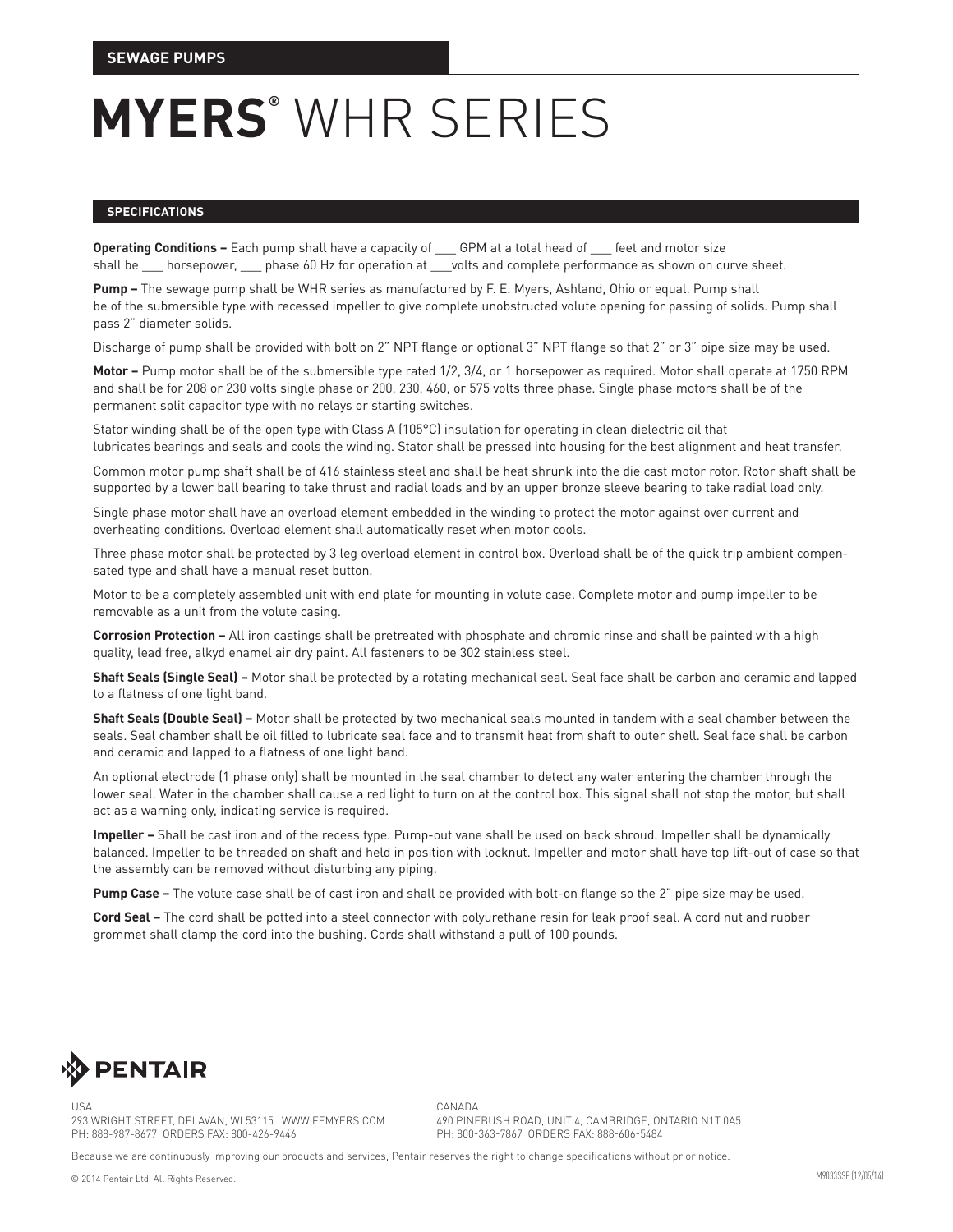SEWAGE PUMPS

# MYERS® WHR SERIES

## SPECIFICATIONS

**Operating Conditions –** Each pump shall have a capacity of ___ GPM at a total head of ___ feet and motor size shall be ___ horsepower, ___ phase 60 Hz for operation at ___volts and complete performance as shown on curve sheet.

**Pump –** The sewage pump shall be WHR series as manufactured by F. E. Myers, Ashland, Ohio or equal. Pump shall be of the submersible type with recessed impeller to give complete unobstructed volute opening for passing of solids. Pump shall pass 2" diameter solids.

Discharge of pump shall be provided with bolt on 2" NPT flange or optional 3" NPT flange so that 2" or 3" pipe size may be used.

**Motor –** Pump motor shall be of the submersible type rated 1/2, 3/4, or 1 horsepower as required. Motor shall operate at 1750 RPM and shall be for 208 or 230 volts single phase or 200, 230, 460, or 575 volts three phase. Single phase motors shall be of the permanent split capacitor type with no relays or starting switches.

Stator winding shall be of the open type with Class A (105°C) insulation for operating in clean dielectric oil that lubricates bearings and seals and cools the winding. Stator shall be pressed into housing for the best alignment and heat transfer.

Common motor pump shaft shall be of 416 stainless steel and shall be heat shrunk into the die cast motor rotor. Rotor shaft shall be supported by a lower ball bearing to take thrust and radial loads and by an upper bronze sleeve bearing to take radial load only.

Single phase motor shall have an overload element embedded in the winding to protect the motor against over current and overheating conditions. Overload element shall automatically reset when motor cools.

Three phase motor shall be protected by 3 leg overload element in control box. Overload shall be of the quick trip ambient compensated type and shall have a manual reset button.

Motor to be a completely assembled unit with end plate for mounting in volute case. Complete motor and pump impeller to be removable as a unit from the volute casing.

**Corrosion Protection –** All iron castings shall be pretreated with phosphate and chromic rinse and shall be painted with a high quality, lead free, alkyd enamel air dry paint. All fasteners to be 302 stainless steel.

**Shaft Seals (Single Seal) –** Motor shall be protected by a rotating mechanical seal. Seal face shall be carbon and ceramic and lapped to a flatness of one light band.

**Shaft Seals (Double Seal) –** Motor shall be protected by two mechanical seals mounted in tandem with a seal chamber between the seals. Seal chamber shall be oil filled to lubricate seal face and to transmit heat from shaft to outer shell. Seal face shall be carbon and ceramic and lapped to a flatness of one light band.

An optional electrode (1 phase only) shall be mounted in the seal chamber to detect any water entering the chamber through the lower seal. Water in the chamber shall cause a red light to turn on at the control box. This signal shall not stop the motor, but shall act as a warning only, indicating service is required.

**Impeller –** Shall be cast iron and of the recess type. Pump-out vane shall be used on back shroud. Impeller shall be dynamically balanced. Impeller to be threaded on shaft and held in position with locknut. Impeller and motor shall have top lift-out of case so that the assembly can be removed without disturbing any piping.

**Pump Case –** The volute case shall be of cast iron and shall be provided with bolt-on flange so the 2" pipe size may be used.

**Cord Seal –** The cord shall be potted into a steel connector with polyurethane resin for leak proof seal. A cord nut and rubber grommet shall clamp the cord into the bushing. Cords shall withstand a pull of 100 pounds.

PENTAIR

USA
293 WRIGHT STREET, DELAVAN, WI 53115 WWW.FEMYERS.COM
PH: 888-987-8677 ORDERS FAX: 800-426-9446

CANADA
490 PINEBUSH ROAD, UNIT 4, CAMBRIDGE, ONTARIO N1T 0A5
PH: 800-363-7867 ORDERS FAX: 888-606-5484

Because we are continuously improving our products and services, Pentair reserves the right to change specifications without prior notice.

© 2014 Pentair Ltd. All Rights Reserved.

M9033SSE (12/05/14)